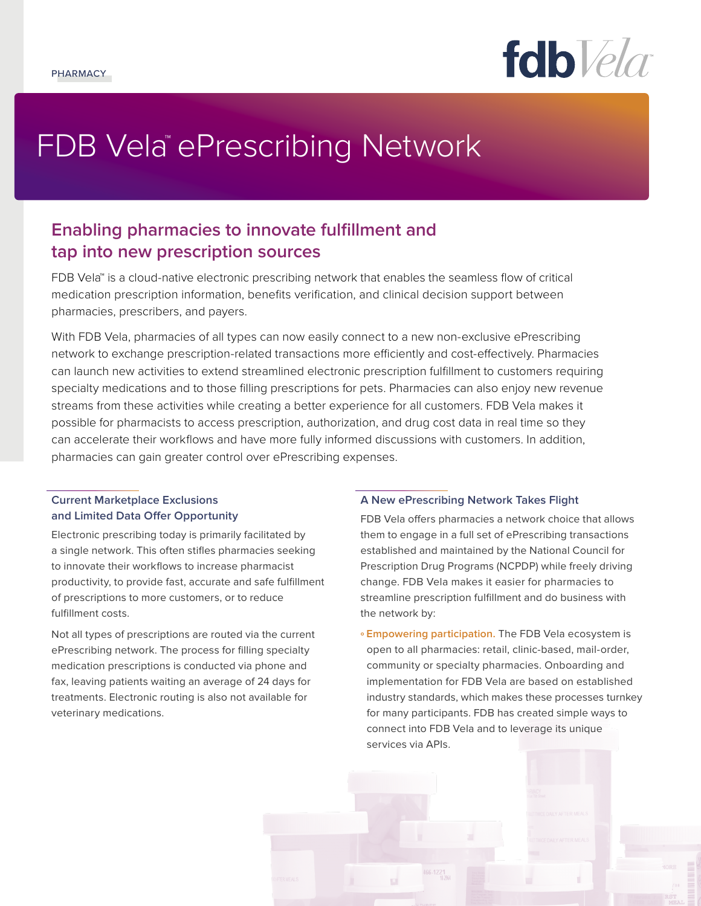PHARMACY

# FDB Vela™ ePrescribing Network

## Enabling pharmacies to innovate fulfillment and tap into new prescription sources

FDB Vela™ is a cloud-native electronic prescribing network that enables the seamless flow of critical medication prescription information, benefits verification, and clinical decision support between pharmacies, prescribers, and payers.

With FDB Vela, pharmacies of all types can now easily connect to a new non-exclusive ePrescribing network to exchange prescription-related transactions more efficiently and cost-effectively. Pharmacies can launch new activities to extend streamlined electronic prescription fulfillment to customers requiring specialty medications and to those filling prescriptions for pets. Pharmacies can also enjoy new revenue streams from these activities while creating a better experience for all customers. FDB Vela makes it possible for pharmacists to access prescription, authorization, and drug cost data in real time so they can accelerate their workflows and have more fully informed discussions with customers. In addition, pharmacies can gain greater control over ePrescribing expenses.

### Current Marketplace Exclusions and Limited Data Offer Opportunity

Electronic prescribing today is primarily facilitated by a single network. This often stifles pharmacies seeking to innovate their workflows to increase pharmacist productivity, to provide fast, accurate and safe fulfillment of prescriptions to more customers, or to reduce fulfillment costs.

Not all types of prescriptions are routed via the current ePrescribing network. The process for filling specialty medication prescriptions is conducted via phone and fax, leaving patients waiting an average of 24 days for treatments. Electronic routing is also not available for veterinary medications.

### A New ePrescribing Network Takes Flight

FDB Vela offers pharmacies a network choice that allows them to engage in a full set of ePrescribing transactions established and maintained by the National Council for Prescription Drug Programs (NCPDP) while freely driving change. FDB Vela makes it easier for pharmacies to streamline prescription fulfillment and do business with the network by:

- **Empowering participation.** The FDB Vela ecosystem is open to all pharmacies: retail, clinic-based, mail-order, community or specialty pharmacies. Onboarding and implementation for FDB Vela are based on established industry standards, which makes these processes turnkey for many participants. FDB has created simple ways to connect into FDB Vela and to leverage its unique services via APIs.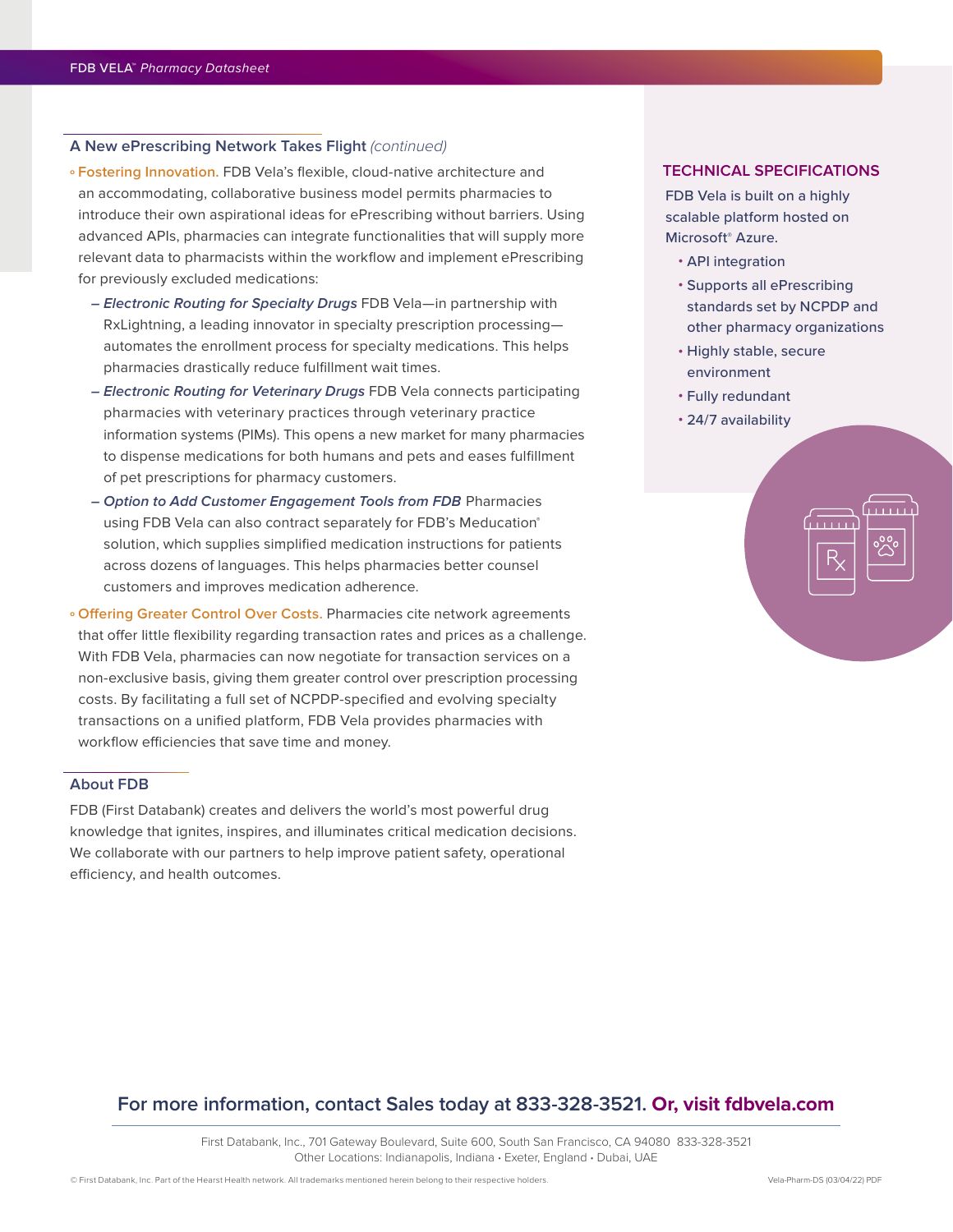## A New ePrescribing Network Takes Flight *(continued)*

- **Fostering Innovation.** FDB Vela's flexible, cloud-native architecture and an accommodating, collaborative business model permits pharmacies to introduce their own aspirational ideas for ePrescribing without barriers. Using advanced APIs, pharmacies can integrate functionalities that will supply more relevant data to pharmacists within the workflow and implement ePrescribing for previously excluded medications:
  - ***Electronic Routing for Specialty Drugs*** FDB Vela—in partnership with RxLightning, a leading innovator in specialty prescription processing—automates the enrollment process for specialty medications. This helps pharmacies drastically reduce fulfillment wait times.
  - ***Electronic Routing for Veterinary Drugs*** FDB Vela connects participating pharmacies with veterinary practices through veterinary practice information systems (PIMs). This opens a new market for many pharmacies to dispense medications for both humans and pets and eases fulfillment of pet prescriptions for pharmacy customers.
  - ***Option to Add Customer Engagement Tools from FDB*** Pharmacies using FDB Vela can also contract separately for FDB's Meducation® solution, which supplies simplified medication instructions for patients across dozens of languages. This helps pharmacies better counsel customers and improves medication adherence.
- **Offering Greater Control Over Costs.** Pharmacies cite network agreements that offer little flexibility regarding transaction rates and prices as a challenge. With FDB Vela, pharmacies can now negotiate for transaction services on a non-exclusive basis, giving them greater control over prescription processing costs. By facilitating a full set of NCPDP-specified and evolving specialty transactions on a unified platform, FDB Vela provides pharmacies with workflow efficiencies that save time and money.

## About FDB

FDB (First Databank) creates and delivers the world's most powerful drug knowledge that ignites, inspires, and illuminates critical medication decisions. We collaborate with our partners to help improve patient safety, operational efficiency, and health outcomes.

## TECHNICAL SPECIFICATIONS

FDB Vela is built on a highly scalable platform hosted on Microsoft® Azure.

- API integration
- Supports all ePrescribing standards set by NCPDP and other pharmacy organizations
- Highly stable, secure environment
- Fully redundant
- 24/7 availability

**For more information, contact Sales today at 833-328-3521. Or, visit fdbvela.com**

First Databank, Inc., 701 Gateway Boulevard, Suite 600, South San Francisco, CA 94080 833-328-3521
Other Locations: Indianapolis, Indiana • Exeter, England • Dubai, UAE

© First Databank, Inc. Part of the Hearst Health network. All trademarks mentioned herein belong to their respective holders.

Vela-Pharm-DS (03/04/22) PDF